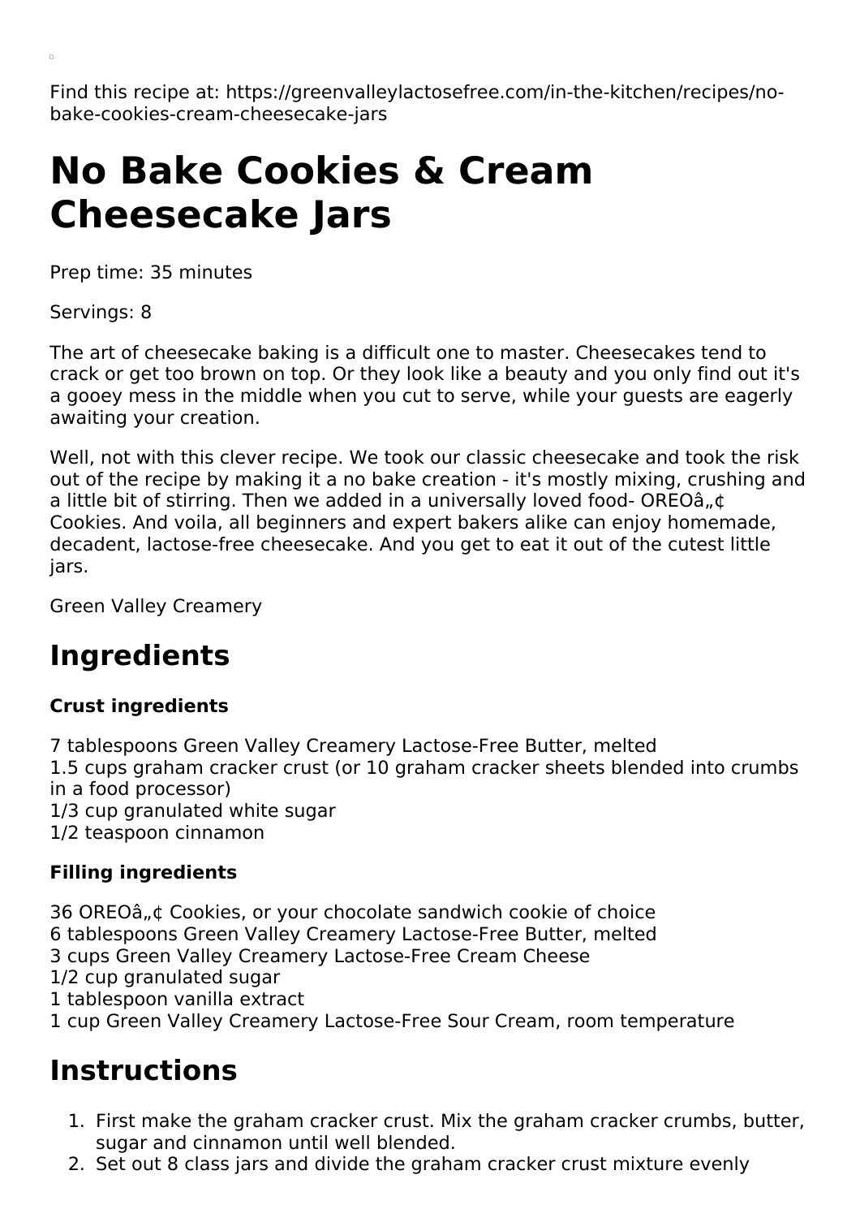Find this recipe at: https://greenvalleylactosefree.com/in-the-kitchen/recipes/no-bake-cookies-cream-cheesecake-jars

# No Bake Cookies & Cream Cheesecake Jars

Prep time: 35 minutes

Servings: 8

The art of cheesecake baking is a difficult one to master. Cheesecakes tend to crack or get too brown on top. Or they look like a beauty and you only find out it's a gooey mess in the middle when you cut to serve, while your guests are eagerly awaiting your creation.

Well, not with this clever recipe. We took our classic cheesecake and took the risk out of the recipe by making it a no bake creation - it's mostly mixing, crushing and a little bit of stirring. Then we added in a universally loved food- OREOâ„¢ Cookies. And voila, all beginners and expert bakers alike can enjoy homemade, decadent, lactose-free cheesecake. And you get to eat it out of the cutest little jars.

Green Valley Creamery

## Ingredients

### Crust ingredients

7 tablespoons Green Valley Creamery Lactose-Free Butter, melted
1.5 cups graham cracker crust (or 10 graham cracker sheets blended into crumbs in a food processor)
1/3 cup granulated white sugar
1/2 teaspoon cinnamon

### Filling ingredients

36 OREOâ„¢ Cookies, or your chocolate sandwich cookie of choice
6 tablespoons Green Valley Creamery Lactose-Free Butter, melted
3 cups Green Valley Creamery Lactose-Free Cream Cheese
1/2 cup granulated sugar
1 tablespoon vanilla extract
1 cup Green Valley Creamery Lactose-Free Sour Cream, room temperature

## Instructions

1. First make the graham cracker crust. Mix the graham cracker crumbs, butter, sugar and cinnamon until well blended.
2. Set out 8 class jars and divide the graham cracker crust mixture evenly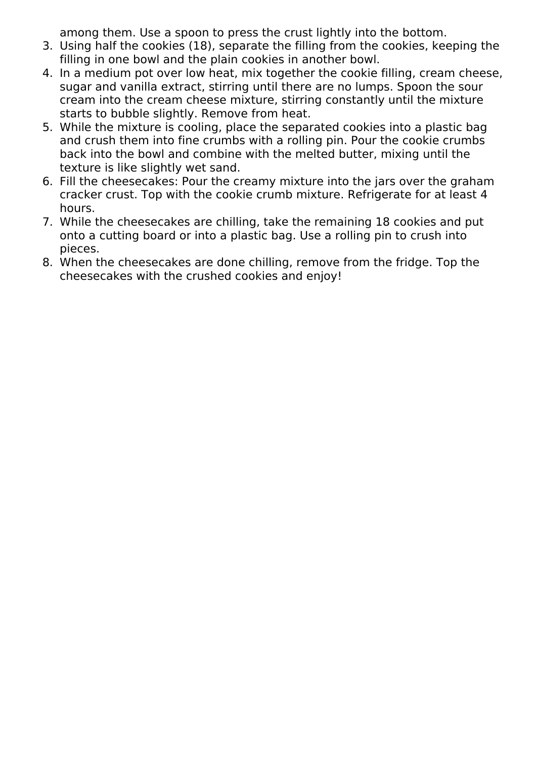among them. Use a spoon to press the crust lightly into the bottom.

3. Using half the cookies (18), separate the filling from the cookies, keeping the filling in one bowl and the plain cookies in another bowl.
4. In a medium pot over low heat, mix together the cookie filling, cream cheese, sugar and vanilla extract, stirring until there are no lumps. Spoon the sour cream into the cream cheese mixture, stirring constantly until the mixture starts to bubble slightly. Remove from heat.
5. While the mixture is cooling, place the separated cookies into a plastic bag and crush them into fine crumbs with a rolling pin. Pour the cookie crumbs back into the bowl and combine with the melted butter, mixing until the texture is like slightly wet sand.
6. Fill the cheesecakes: Pour the creamy mixture into the jars over the graham cracker crust. Top with the cookie crumb mixture. Refrigerate for at least 4 hours.
7. While the cheesecakes are chilling, take the remaining 18 cookies and put onto a cutting board or into a plastic bag. Use a rolling pin to crush into pieces.
8. When the cheesecakes are done chilling, remove from the fridge. Top the cheesecakes with the crushed cookies and enjoy!